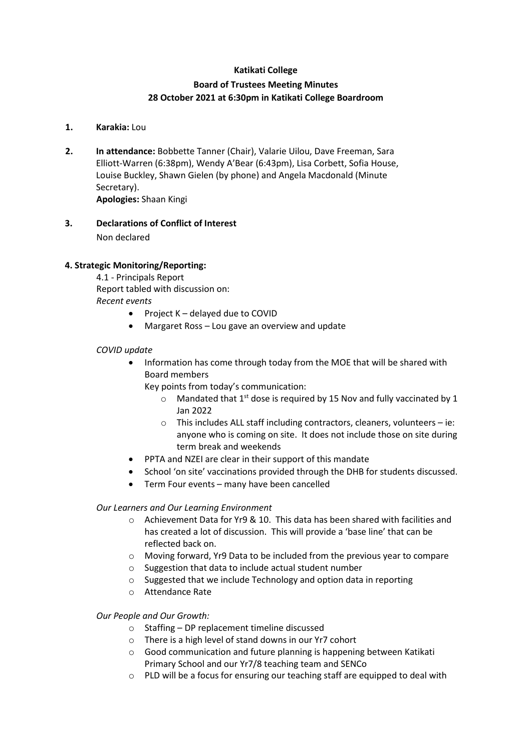**Katikati College**

**Board of Trustees Meeting Minutes**

**28 October 2021 at 6:30pm in Katikati College Boardroom**

1. **Karakia:** Lou

2. **In attendance:** Bobbette Tanner (Chair), Valarie Uilou, Dave Freeman, Sara Elliott-Warren (6:38pm), Wendy A'Bear (6:43pm), Lisa Corbett, Sofia House, Louise Buckley, Shawn Gielen (by phone) and Angela Macdonald (Minute Secretary).
   **Apologies:** Shaan Kingi

3. **Declarations of Conflict of Interest**
   Non declared

**4. Strategic Monitoring/Reporting:**

4.1 - Principals Report

Report tabled with discussion on:

*Recent events*

- Project K – delayed due to COVID
- Margaret Ross – Lou gave an overview and update

*COVID update*

- Information has come through today from the MOE that will be shared with Board members
  Key points from today's communication:
  - Mandated that 1st dose is required by 15 Nov and fully vaccinated by 1 Jan 2022
  - This includes ALL staff including contractors, cleaners, volunteers – ie: anyone who is coming on site. It does not include those on site during term break and weekends
- PPTA and NZEI are clear in their support of this mandate
- School 'on site' vaccinations provided through the DHB for students discussed.
- Term Four events – many have been cancelled

*Our Learners and Our Learning Environment*

- Achievement Data for Yr9 & 10. This data has been shared with facilities and has created a lot of discussion. This will provide a 'base line' that can be reflected back on.
- Moving forward, Yr9 Data to be included from the previous year to compare
- Suggestion that data to include actual student number
- Suggested that we include Technology and option data in reporting
- Attendance Rate

*Our People and Our Growth:*

- Staffing – DP replacement timeline discussed
- There is a high level of stand downs in our Yr7 cohort
- Good communication and future planning is happening between Katikati Primary School and our Yr7/8 teaching team and SENCo
- PLD will be a focus for ensuring our teaching staff are equipped to deal with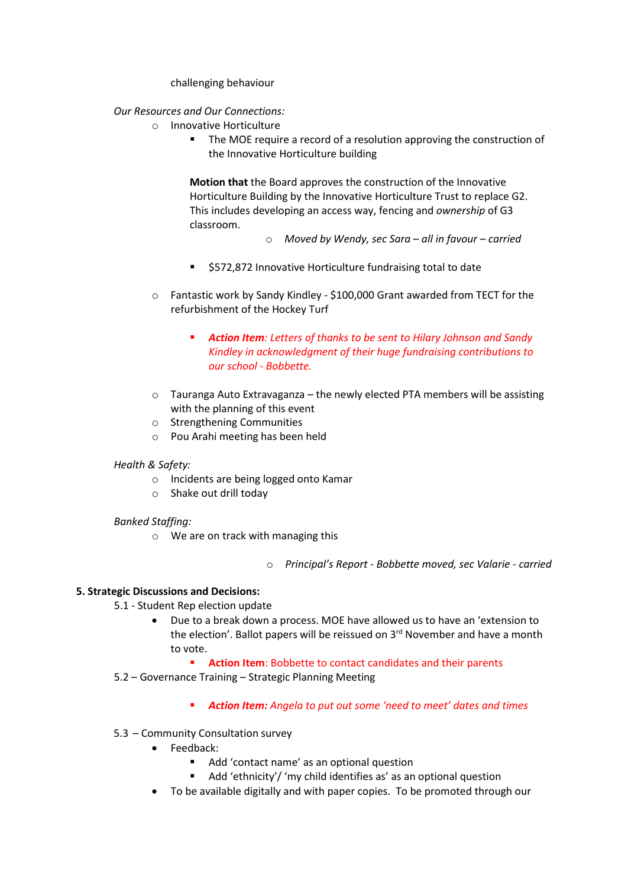challenging behaviour

*Our Resources and Our Connections:*

- Innovative Horticulture
  - The MOE require a record of a resolution approving the construction of the Innovative Horticulture building

    **Motion that** the Board approves the construction of the Innovative Horticulture Building by the Innovative Horticulture Trust to replace G2. This includes developing an access way, fencing and *ownership* of G3 classroom.

    - *Moved by Wendy, sec Sara – all in favour – carried*

  - $572,872 Innovative Horticulture fundraising total to date

- Fantastic work by Sandy Kindley - $100,000 Grant awarded from TECT for the refurbishment of the Hockey Turf

  - ***Action Item****: Letters of thanks to be sent to Hilary Johnson and Sandy Kindley in acknowledgment of their huge fundraising contributions to our school - Bobbette.*

- Tauranga Auto Extravaganza – the newly elected PTA members will be assisting with the planning of this event
- Strengthening Communities
- Pou Arahi meeting has been held

*Health & Safety:*

- Incidents are being logged onto Kamar
- Shake out drill today

*Banked Staffing:*

- We are on track with managing this

  - *Principal's Report - Bobbette moved, sec Valarie - carried*

**5. Strategic Discussions and Decisions:**

5.1 - Student Rep election update

- Due to a break down a process. MOE have allowed us to have an 'extension to the election'. Ballot papers will be reissued on 3rd November and have a month to vote.
  - **Action Item**: Bobbette to contact candidates and their parents

5.2 – Governance Training – Strategic Planning Meeting

- ***Action Item:*** *Angela to put out some 'need to meet' dates and times*

5.3 – Community Consultation survey

- Feedback:
  - Add 'contact name' as an optional question
  - Add 'ethnicity'/ 'my child identifies as' as an optional question
- To be available digitally and with paper copies. To be promoted through our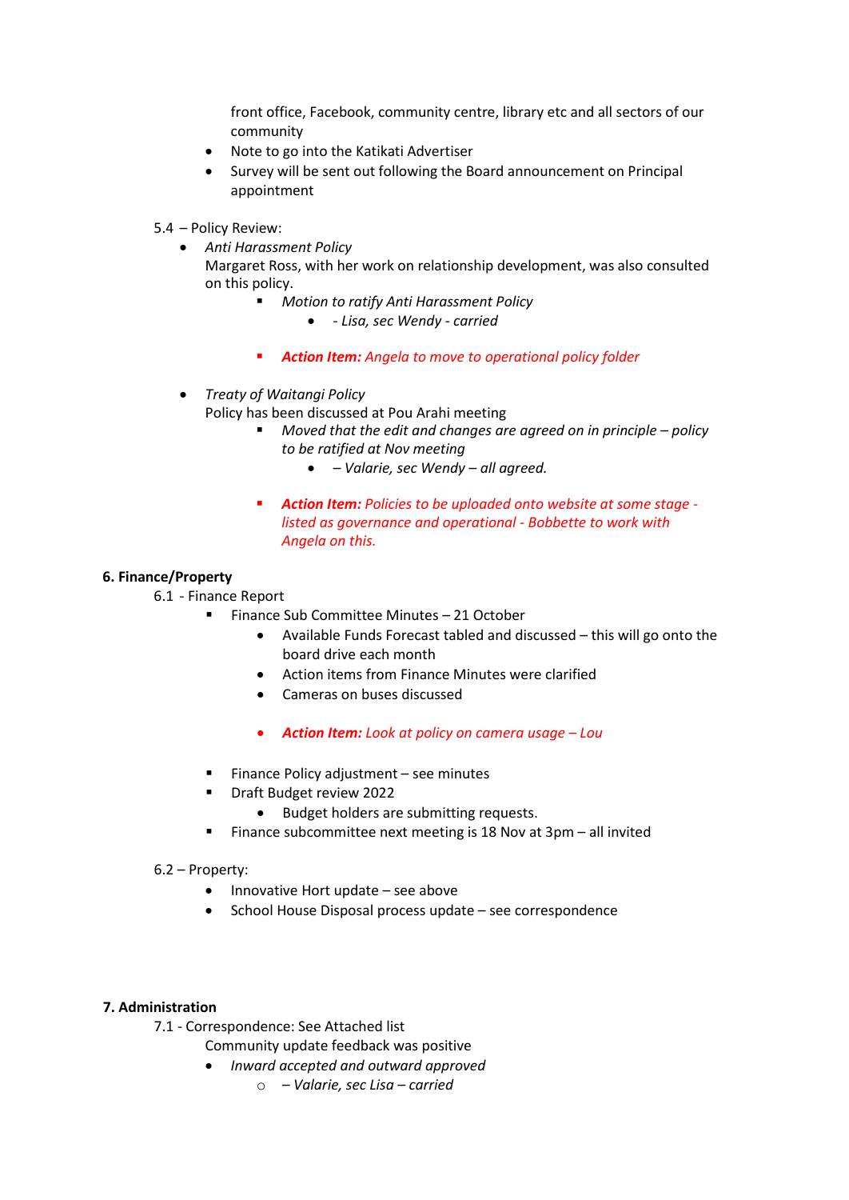front office, Facebook, community centre, library etc and all sectors of our community

- Note to go into the Katikati Advertiser
- Survey will be sent out following the Board announcement on Principal appointment

5.4 – Policy Review:

- *Anti Harassment Policy*
  Margaret Ross, with her work on relationship development, was also consulted on this policy.
  - *Motion to ratify Anti Harassment Policy*
    - *- Lisa, sec Wendy - carried*
  - ***Action Item:*** *Angela to move to operational policy folder*

- *Treaty of Waitangi Policy*
  Policy has been discussed at Pou Arahi meeting
  - *Moved that the edit and changes are agreed on in principle – policy to be ratified at Nov meeting*
    - *– Valarie, sec Wendy – all agreed.*
  - ***Action Item:*** *Policies to be uploaded onto website at some stage - listed as governance and operational - Bobbette to work with Angela on this.*

**6. Finance/Property**

6.1 - Finance Report

- Finance Sub Committee Minutes – 21 October
  - Available Funds Forecast tabled and discussed – this will go onto the board drive each month
  - Action items from Finance Minutes were clarified
  - Cameras on buses discussed
  - ***Action Item:*** *Look at policy on camera usage – Lou*
- Finance Policy adjustment – see minutes
- Draft Budget review 2022
  - Budget holders are submitting requests.
- Finance subcommittee next meeting is 18 Nov at 3pm – all invited

6.2 – Property:

- Innovative Hort update – see above
- School House Disposal process update – see correspondence

**7. Administration**

7.1 - Correspondence: See Attached list

Community update feedback was positive

- *Inward accepted and outward approved*
  - *– Valarie, sec Lisa – carried*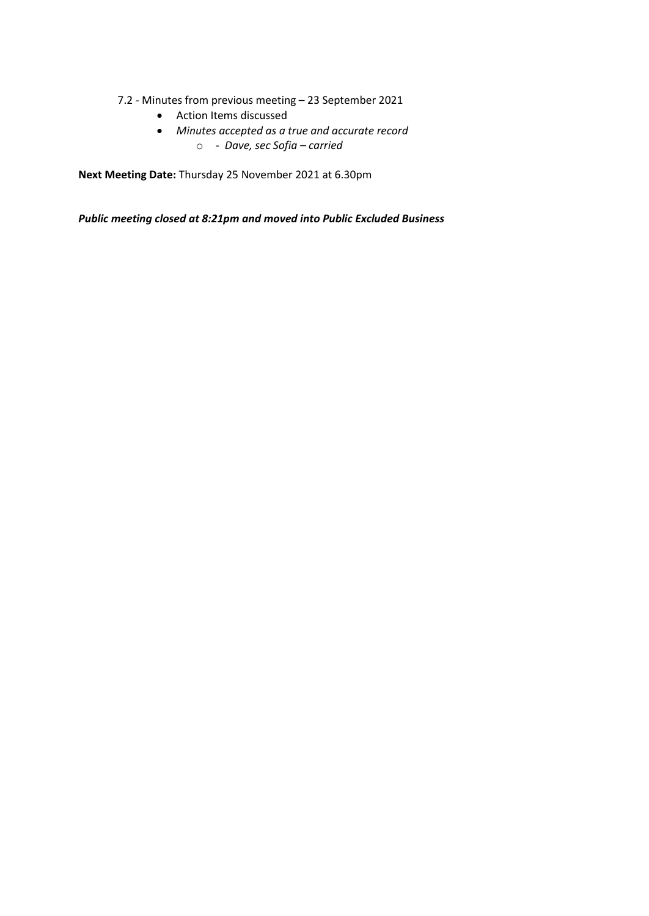7.2 - Minutes from previous meeting – 23 September 2021

- Action Items discussed
- *Minutes accepted as a true and accurate record*
    - *- Dave, sec Sofia – carried*

**Next Meeting Date:** Thursday 25 November 2021 at 6.30pm

***Public meeting closed at 8:21pm and moved into Public Excluded Business***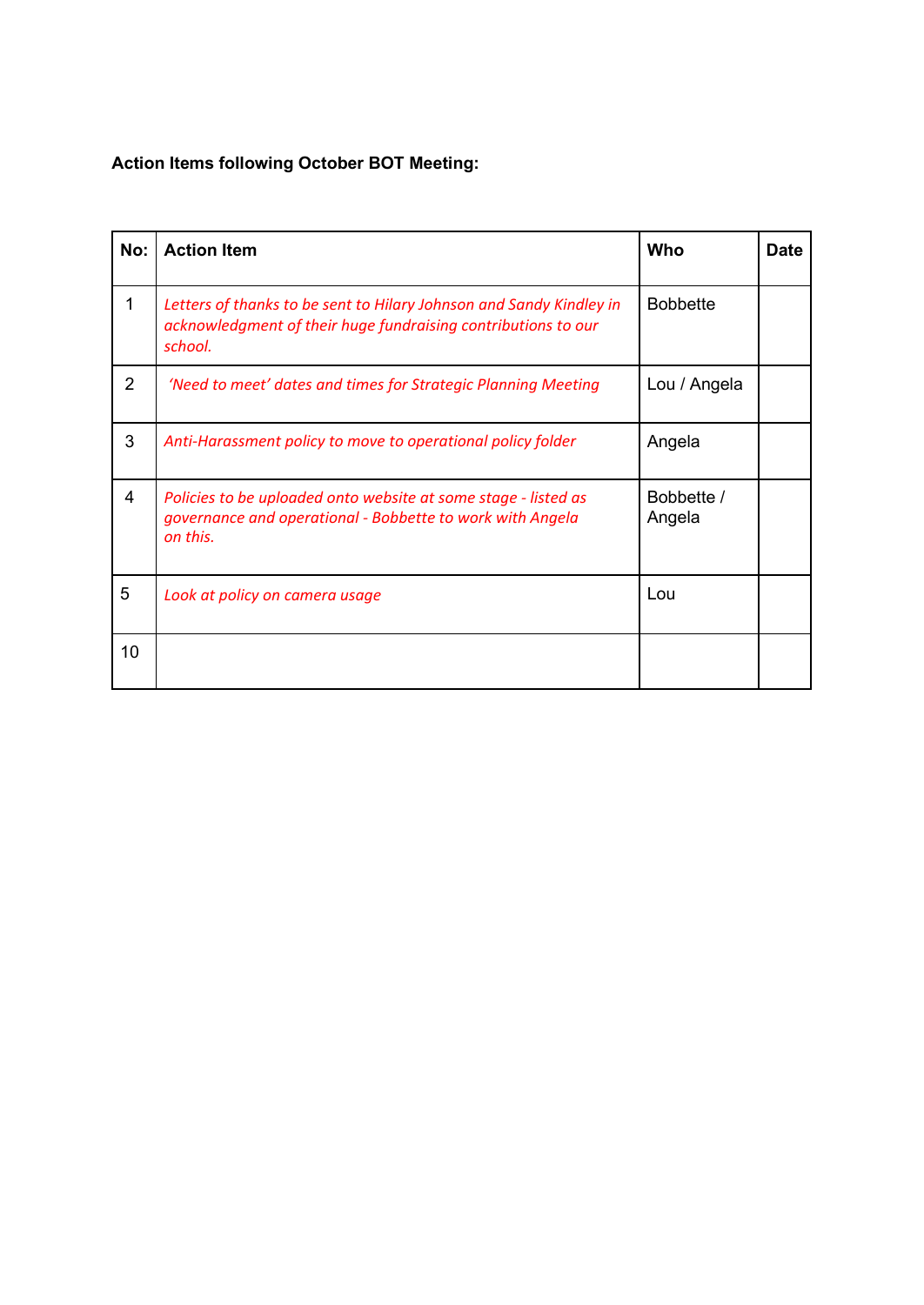**Action Items following October BOT Meeting:**

| No: | Action Item | Who | Date |
|---|---|---|---|
| 1 | *Letters of thanks to be sent to Hilary Johnson and Sandy Kindley in acknowledgment of their huge fundraising contributions to our school.* | Bobbette | |
| 2 | *'Need to meet' dates and times for Strategic Planning Meeting* | Lou / Angela | |
| 3 | *Anti-Harassment policy to move to operational policy folder* | Angela | |
| 4 | *Policies to be uploaded onto website at some stage - listed as governance and operational - Bobbette to work with Angela on this.* | Bobbette / Angela | |
| 5 | *Look at policy on camera usage* | Lou | |
| 10 | | | |